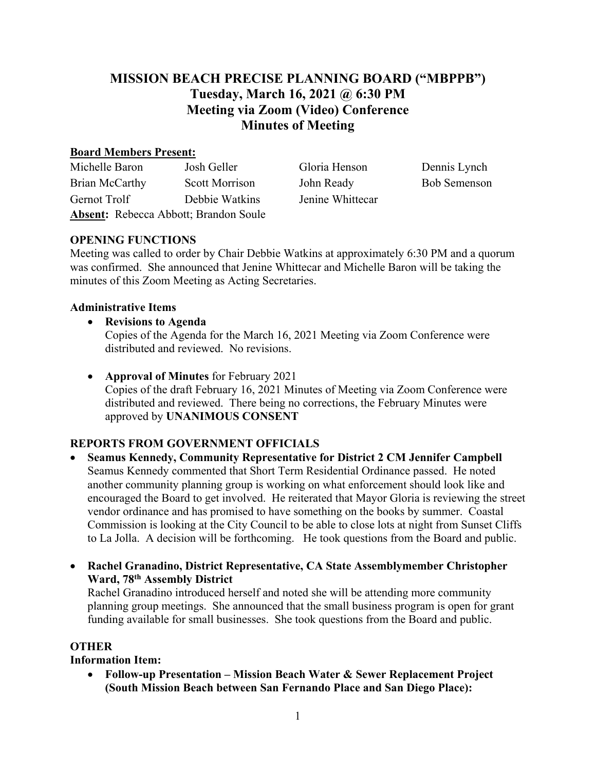# MISSION BEACH PRECISE PLANNING BOARD ("MBPPB")
# Tuesday, March 16, 2021 @ 6:30 PM
# Meeting via Zoom (Video) Conference
# Minutes of Meeting

**Board Members Present:**

| | | | |
|---|---|---|---|
| Michelle Baron | Josh Geller | Gloria Henson | Dennis Lynch |
| Brian McCarthy | Scott Morrison | John Ready | Bob Semenson |
| Gernot Trolf | Debbie Watkins | Jenine Whittecar | |

**Absent:** Rebecca Abbott; Brandon Soule

## OPENING FUNCTIONS

Meeting was called to order by Chair Debbie Watkins at approximately 6:30 PM and a quorum was confirmed. She announced that Jenine Whittecar and Michelle Baron will be taking the minutes of this Zoom Meeting as Acting Secretaries.

### Administrative Items

- **Revisions to Agenda**
  Copies of the Agenda for the March 16, 2021 Meeting via Zoom Conference were distributed and reviewed. No revisions.

- **Approval of Minutes** for February 2021
  Copies of the draft February 16, 2021 Minutes of Meeting via Zoom Conference were distributed and reviewed. There being no corrections, the February Minutes were approved by **UNANIMOUS CONSENT**

## REPORTS FROM GOVERNMENT OFFICIALS

- **Seamus Kennedy, Community Representative for District 2 CM Jennifer Campbell**
  Seamus Kennedy commented that Short Term Residential Ordinance passed. He noted another community planning group is working on what enforcement should look like and encouraged the Board to get involved. He reiterated that Mayor Gloria is reviewing the street vendor ordinance and has promised to have something on the books by summer. Coastal Commission is looking at the City Council to be able to close lots at night from Sunset Cliffs to La Jolla. A decision will be forthcoming. He took questions from the Board and public.

- **Rachel Granadino, District Representative, CA State Assemblymember Christopher Ward, 78th Assembly District**
  Rachel Granadino introduced herself and noted she will be attending more community planning group meetings. She announced that the small business program is open for grant funding available for small businesses. She took questions from the Board and public.

## OTHER

**Information Item:**

- **Follow-up Presentation – Mission Beach Water & Sewer Replacement Project (South Mission Beach between San Fernando Place and San Diego Place):**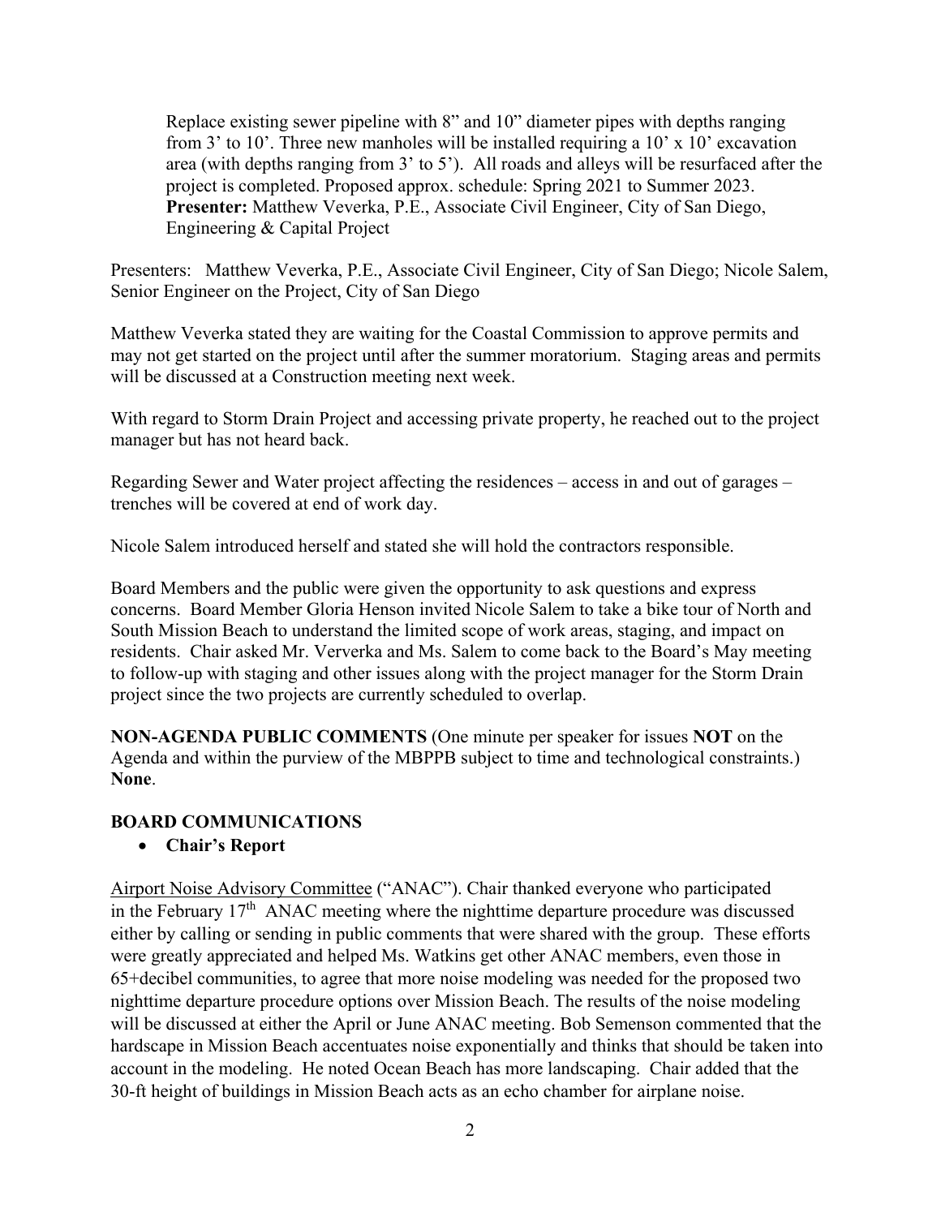Replace existing sewer pipeline with 8" and 10" diameter pipes with depths ranging from 3' to 10'. Three new manholes will be installed requiring a 10' x 10' excavation area (with depths ranging from 3' to 5'). All roads and alleys will be resurfaced after the project is completed. Proposed approx. schedule: Spring 2021 to Summer 2023. **Presenter:** Matthew Veverka, P.E., Associate Civil Engineer, City of San Diego, Engineering & Capital Project

Presenters: Matthew Veverka, P.E., Associate Civil Engineer, City of San Diego; Nicole Salem, Senior Engineer on the Project, City of San Diego

Matthew Veverka stated they are waiting for the Coastal Commission to approve permits and may not get started on the project until after the summer moratorium. Staging areas and permits will be discussed at a Construction meeting next week.

With regard to Storm Drain Project and accessing private property, he reached out to the project manager but has not heard back.

Regarding Sewer and Water project affecting the residences – access in and out of garages – trenches will be covered at end of work day.

Nicole Salem introduced herself and stated she will hold the contractors responsible.

Board Members and the public were given the opportunity to ask questions and express concerns. Board Member Gloria Henson invited Nicole Salem to take a bike tour of North and South Mission Beach to understand the limited scope of work areas, staging, and impact on residents. Chair asked Mr. Ververka and Ms. Salem to come back to the Board's May meeting to follow-up with staging and other issues along with the project manager for the Storm Drain project since the two projects are currently scheduled to overlap.

**NON-AGENDA PUBLIC COMMENTS** (One minute per speaker for issues **NOT** on the Agenda and within the purview of the MBPPB subject to time and technological constraints.) **None**.

**BOARD COMMUNICATIONS**

- **Chair's Report**

Airport Noise Advisory Committee ("ANAC"). Chair thanked everyone who participated in the February 17th ANAC meeting where the nighttime departure procedure was discussed either by calling or sending in public comments that were shared with the group. These efforts were greatly appreciated and helped Ms. Watkins get other ANAC members, even those in 65+decibel communities, to agree that more noise modeling was needed for the proposed two nighttime departure procedure options over Mission Beach. The results of the noise modeling will be discussed at either the April or June ANAC meeting. Bob Semenson commented that the hardscape in Mission Beach accentuates noise exponentially and thinks that should be taken into account in the modeling. He noted Ocean Beach has more landscaping. Chair added that the 30-ft height of buildings in Mission Beach acts as an echo chamber for airplane noise.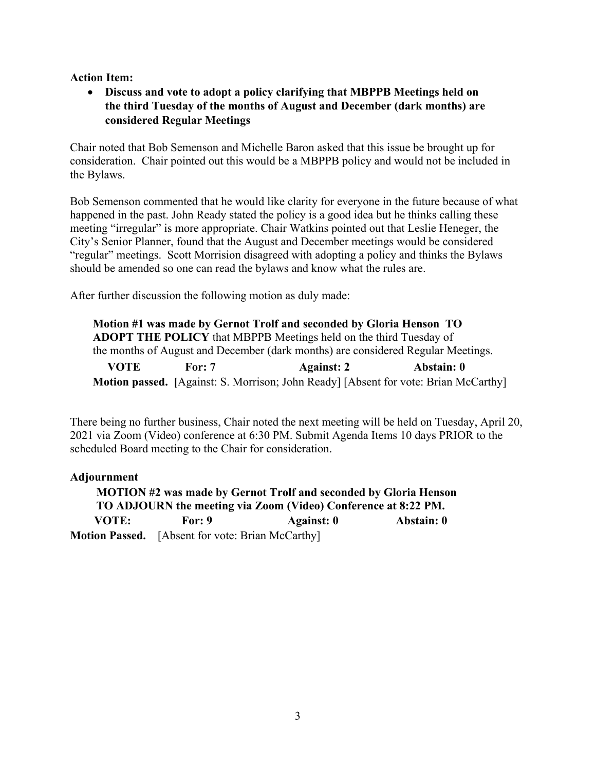**Action Item:**

- **Discuss and vote to adopt a policy clarifying that MBPPB Meetings held on the third Tuesday of the months of August and December (dark months) are considered Regular Meetings**

Chair noted that Bob Semenson and Michelle Baron asked that this issue be brought up for consideration. Chair pointed out this would be a MBPPB policy and would not be included in the Bylaws.

Bob Semenson commented that he would like clarity for everyone in the future because of what happened in the past. John Ready stated the policy is a good idea but he thinks calling these meeting "irregular" is more appropriate. Chair Watkins pointed out that Leslie Heneger, the City's Senior Planner, found that the August and December meetings would be considered "regular" meetings. Scott Morrision disagreed with adopting a policy and thinks the Bylaws should be amended so one can read the bylaws and know what the rules are.

After further discussion the following motion as duly made:

> **Motion #1 was made by Gernot Trolf and seconded by Gloria Henson TO ADOPT THE POLICY** that MBPPB Meetings held on the third Tuesday of the months of August and December (dark months) are considered Regular Meetings.
>
> **VOTE** **For: 7** **Against: 2** **Abstain: 0**
>
> **Motion passed. [**Against: S. Morrison; John Ready] [Absent for vote: Brian McCarthy]

There being no further business, Chair noted the next meeting will be held on Tuesday, April 20, 2021 via Zoom (Video) conference at 6:30 PM. Submit Agenda Items 10 days PRIOR to the scheduled Board meeting to the Chair for consideration.

**Adjournment**

> **MOTION #2 was made by Gernot Trolf and seconded by Gloria Henson TO ADJOURN the meeting via Zoom (Video) Conference at 8:22 PM.**
>
> **VOTE:** **For: 9** **Against: 0** **Abstain: 0**

**Motion Passed.** [Absent for vote: Brian McCarthy]